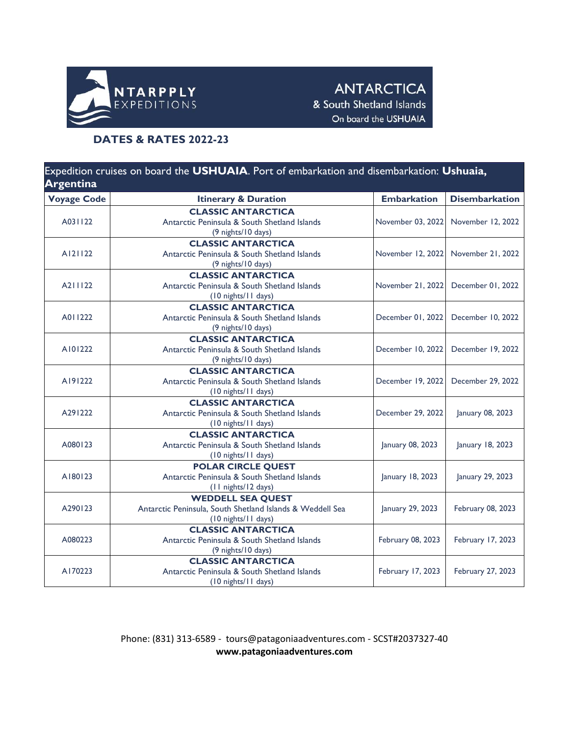NTARPPLY EXPEDITIONS

# ANTARCTICA
## & South Shetland Islands
On board the USHUAIA

## DATES & RATES 2022-23

Expedition cruises on board the **USHUAIA**. Port of embarkation and disembarkation: **Ushuaia, Argentina**

| Voyage Code | Itinerary & Duration | Embarkation | Disembarkation |
|---|---|---|---|
| A031122 | **CLASSIC ANTARCTICA**<br>Antarctic Peninsula & South Shetland Islands<br>(9 nights/10 days) | November 03, 2022 | November 12, 2022 |
| A121122 | **CLASSIC ANTARCTICA**<br>Antarctic Peninsula & South Shetland Islands<br>(9 nights/10 days) | November 12, 2022 | November 21, 2022 |
| A211122 | **CLASSIC ANTARCTICA**<br>Antarctic Peninsula & South Shetland Islands<br>(10 nights/11 days) | November 21, 2022 | December 01, 2022 |
| A011222 | **CLASSIC ANTARCTICA**<br>Antarctic Peninsula & South Shetland Islands<br>(9 nights/10 days) | December 01, 2022 | December 10, 2022 |
| A101222 | **CLASSIC ANTARCTICA**<br>Antarctic Peninsula & South Shetland Islands<br>(9 nights/10 days) | December 10, 2022 | December 19, 2022 |
| A191222 | **CLASSIC ANTARCTICA**<br>Antarctic Peninsula & South Shetland Islands<br>(10 nights/11 days) | December 19, 2022 | December 29, 2022 |
| A291222 | **CLASSIC ANTARCTICA**<br>Antarctic Peninsula & South Shetland Islands<br>(10 nights/11 days) | December 29, 2022 | January 08, 2023 |
| A080123 | **CLASSIC ANTARCTICA**<br>Antarctic Peninsula & South Shetland Islands<br>(10 nights/11 days) | January 08, 2023 | January 18, 2023 |
| A180123 | **POLAR CIRCLE QUEST**<br>Antarctic Peninsula & South Shetland Islands<br>(11 nights/12 days) | January 18, 2023 | January 29, 2023 |
| A290123 | **WEDDELL SEA QUEST**<br>Antarctic Peninsula, South Shetland Islands & Weddell Sea<br>(10 nights/11 days) | January 29, 2023 | February 08, 2023 |
| A080223 | **CLASSIC ANTARCTICA**<br>Antarctic Peninsula & South Shetland Islands<br>(9 nights/10 days) | February 08, 2023 | February 17, 2023 |
| A170223 | **CLASSIC ANTARCTICA**<br>Antarctic Peninsula & South Shetland Islands<br>(10 nights/11 days) | February 17, 2023 | February 27, 2023 |

Phone: (831) 313-6589 - tours@patagoniaadventures.com - SCST#2037327-40
**www.patagoniaadventures.com**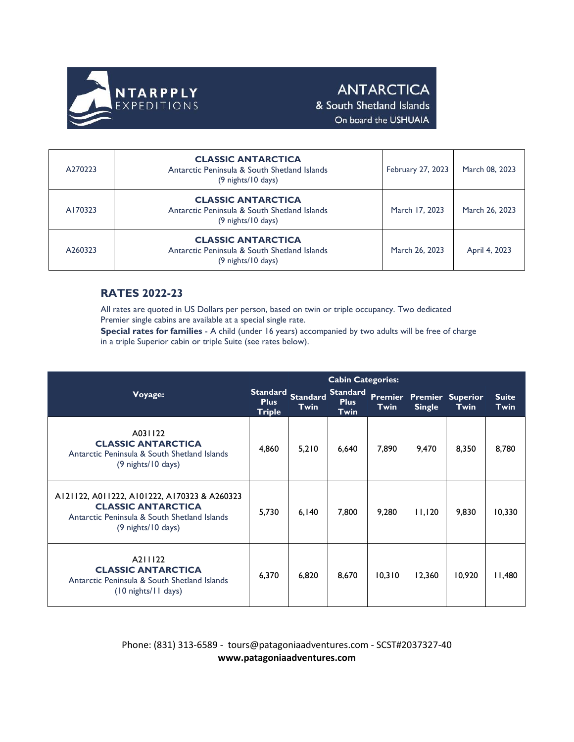NTARPPLY EXPEDITIONS

ANTARCTICA
& South Shetland Islands
On board the USHUAIA

| | | | |
|---|---|---|---|
| A270223 | **CLASSIC ANTARCTICA** Antarctic Peninsula & South Shetland Islands (9 nights/10 days) | February 27, 2023 | March 08, 2023 |
| A170323 | **CLASSIC ANTARCTICA** Antarctic Peninsula & South Shetland Islands (9 nights/10 days) | March 17, 2023 | March 26, 2023 |
| A260323 | **CLASSIC ANTARCTICA** Antarctic Peninsula & South Shetland Islands (9 nights/10 days) | March 26, 2023 | April 4, 2023 |

## RATES 2022-23

All rates are quoted in US Dollars per person, based on twin or triple occupancy. Two dedicated Premier single cabins are available at a special single rate.

**Special rates for families** - A child (under 16 years) accompanied by two adults will be free of charge in a triple Superior cabin or triple Suite (see rates below).

| Voyage: | Cabin Categories: | | | | | | |
|---|---|---|---|---|---|---|---|
| | Standard Plus Triple | Standard Twin | Standard Plus Twin | Premier Twin | Premier Single | Superior Twin | Suite Twin |
| A031122 **CLASSIC ANTARCTICA** Antarctic Peninsula & South Shetland Islands (9 nights/10 days) | 4,860 | 5,210 | 6,640 | 7,890 | 9,470 | 8,350 | 8,780 |
| A121122, A011222, A101222, A170323 & A260323 **CLASSIC ANTARCTICA** Antarctic Peninsula & South Shetland Islands (9 nights/10 days) | 5,730 | 6,140 | 7,800 | 9,280 | 11,120 | 9,830 | 10,330 |
| A211122 **CLASSIC ANTARCTICA** Antarctic Peninsula & South Shetland Islands (10 nights/11 days) | 6,370 | 6,820 | 8,670 | 10,310 | 12,360 | 10,920 | 11,480 |

Phone: (831) 313-6589 - tours@patagoniaadventures.com - SCST#2037327-40
**www.patagoniaadventures.com**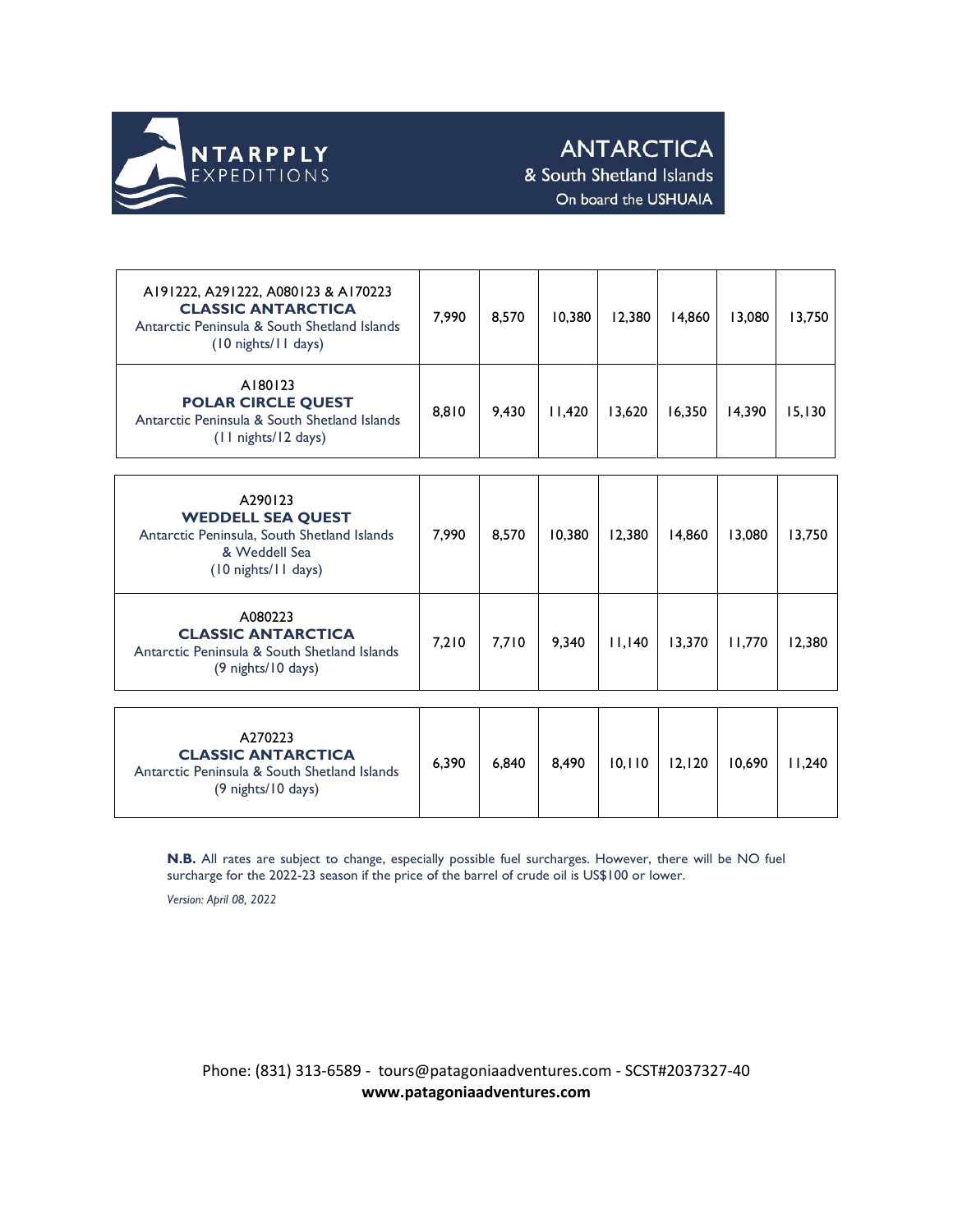ANTARCTICA
& South Shetland Islands
On board the USHUAIA

| | | | | | | | |
|---|---|---|---|---|---|---|---|
| A191222, A291222, A080123 & A170223 **CLASSIC ANTARCTICA** Antarctic Peninsula & South Shetland Islands (10 nights/11 days) | 7,990 | 8,570 | 10,380 | 12,380 | 14,860 | 13,080 | 13,750 |
| A180123 **POLAR CIRCLE QUEST** Antarctic Peninsula & South Shetland Islands (11 nights/12 days) | 8,810 | 9,430 | 11,420 | 13,620 | 16,350 | 14,390 | 15,130 |
| A290123 **WEDDELL SEA QUEST** Antarctic Peninsula, South Shetland Islands & Weddell Sea (10 nights/11 days) | 7,990 | 8,570 | 10,380 | 12,380 | 14,860 | 13,080 | 13,750 |
| A080223 **CLASSIC ANTARCTICA** Antarctic Peninsula & South Shetland Islands (9 nights/10 days) | 7,210 | 7,710 | 9,340 | 11,140 | 13,370 | 11,770 | 12,380 |
| A270223 **CLASSIC ANTARCTICA** Antarctic Peninsula & South Shetland Islands (9 nights/10 days) | 6,390 | 6,840 | 8,490 | 10,110 | 12,120 | 10,690 | 11,240 |

**N.B.** All rates are subject to change, especially possible fuel surcharges. However, there will be NO fuel surcharge for the 2022-23 season if the price of the barrel of crude oil is US$100 or lower.

*Version: April 08, 2022*

Phone: (831) 313-6589 - tours@patagoniaadventures.com - SCST#2037327-40
**www.patagoniaadventures.com**